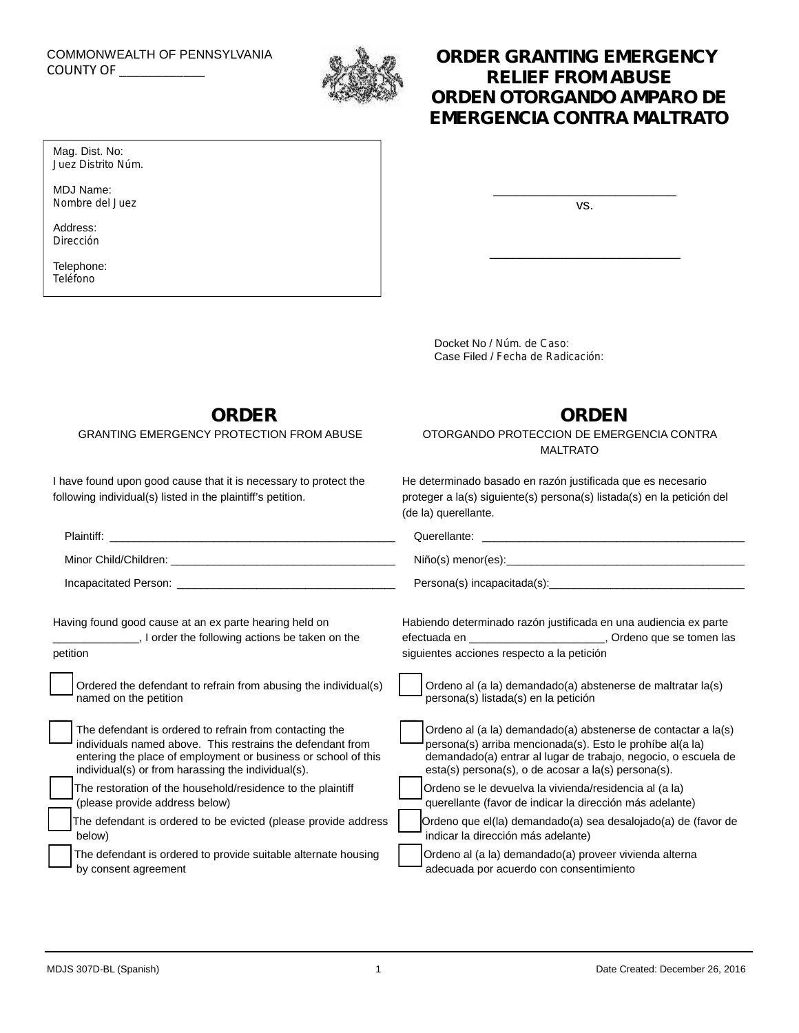COMMONWEALTH OF PENNSYLVANIA
COUNTY OF ____________

# ORDER GRANTING EMERGENCY RELIEF FROM ABUSE
# ORDEN OTORGANDO AMPARO DE EMERGENCIA CONTRA MALTRATO

Mag. Dist. No:
Juez Distrito Núm.

MDJ Name:
Nombre del Juez

Address:
Dirección

Telephone:
Teléfono

___________________________

vs.

___________________________

Docket No / Núm. de Caso:
Case Filed / Fecha de Radicación:

## ORDER

GRANTING EMERGENCY PROTECTION FROM ABUSE

I have found upon good cause that it is necessary to protect the following individual(s) listed in the plaintiff's petition.

Plaintiff: ______________________________________________

Minor Child/Children: ____________________________________

Incapacitated Person: ____________________________________

Having found good cause at an ex parte hearing held on _____________, I order the following actions be taken on the petition

- [ ] Ordered the defendant to refrain from abusing the individual(s) named on the petition
- [ ] The defendant is ordered to refrain from contacting the individuals named above. This restrains the defendant from entering the place of employment or business or school of this individual(s) or from harassing the individual(s).
- [ ] The restoration of the household/residence to the plaintiff (please provide address below)
- [ ] The defendant is ordered to be evicted (please provide address below)
- [ ] The defendant is ordered to provide suitable alternate housing by consent agreement

## ORDEN

OTORGANDO PROTECCION DE EMERGENCIA CONTRA MALTRATO

He determinado basado en razón justificada que es necesario proteger a la(s) siguiente(s) persona(s) listada(s) en la petición del (de la) querellante.

Querellante: ___________________________________________

Niño(s) menor(es):_______________________________________

Persona(s) incapacitada(s):________________________________

Habiendo determinado razón justificada en una audiencia ex parte efectuada en _____________________, Ordeno que se tomen las siguientes acciones respecto a la petición

- [ ] Ordeno al (a la) demandado(a) abstenerse de maltratar la(s) persona(s) listada(s) en la petición
- [ ] Ordeno al (a la) demandado(a) abstenerse de contactar a la(s) persona(s) arriba mencionada(s). Esto le prohíbe al(a la) demandado(a) entrar al lugar de trabajo, negocio, o escuela de esta(s) persona(s), o de acosar a la(s) persona(s).
- [ ] Ordeno se le devuelva la vivienda/residencia al (a la) querellante (favor de indicar la dirección más adelante)
- [ ] Ordeno que el(la) demandado(a) sea desalojado(a) de (favor de indicar la dirección más adelante)
- [ ] Ordeno al (a la) demandado(a) proveer vivienda alterna adecuada por acuerdo con consentimiento

MDJS 307D-BL (Spanish) Date Created: December 26, 2016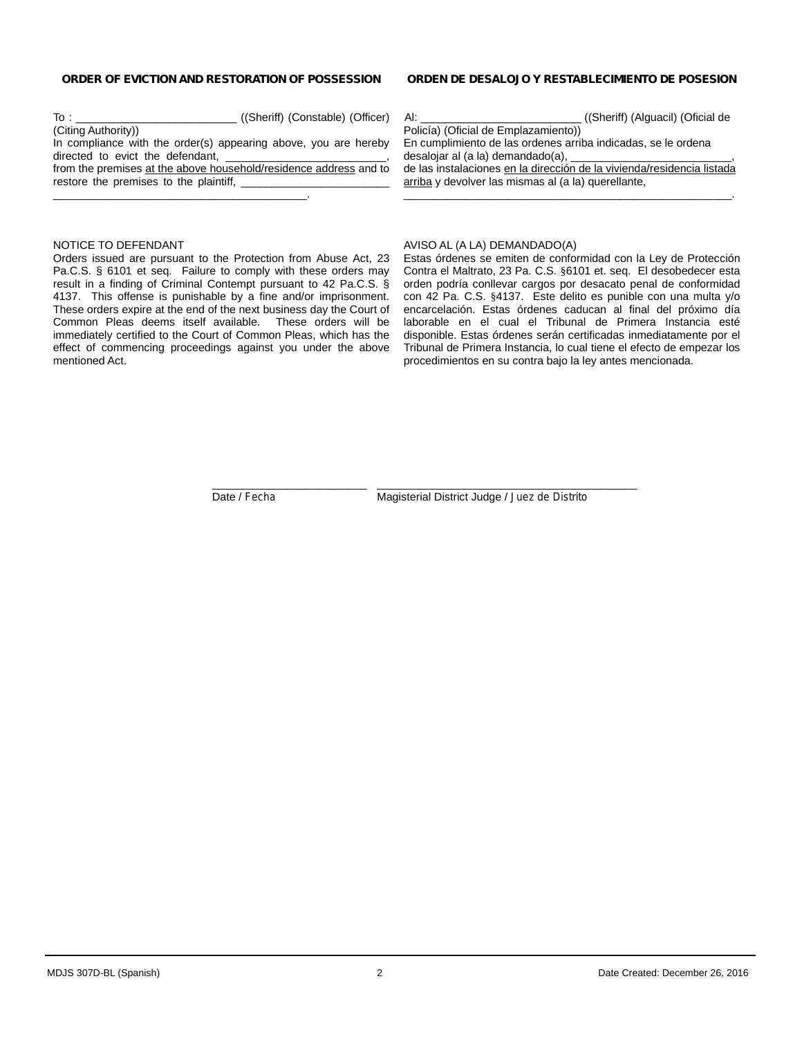**ORDER OF EVICTION AND RESTORATION OF POSSESSION**

To : __________________________ ((Sheriff) (Constable) (Officer) (Citing Authority))
In compliance with the order(s) appearing above, you are hereby directed to evict the defendant, __________________________, from the premises at the above household/residence address and to restore the premises to the plaintiff, ________________________ __________________________________________.

**ORDEN DE DESALOJO Y RESTABLECIMIENTO DE POSESION**

Al: __________________________ ((Sheriff) (Alguacil) (Oficial de Policía) (Oficial de Emplazamiento))
En cumplimiento de las ordenes arriba indicadas, se le ordena desalojar al (a la) demandado(a), __________________________, de las instalaciones en la dirección de la vivienda/residencia listada arriba y devolver las mismas al (a la) querellante, _______________________________________________________.

NOTICE TO DEFENDANT
Orders issued are pursuant to the Protection from Abuse Act, 23 Pa.C.S. § 6101 et seq. Failure to comply with these orders may result in a finding of Criminal Contempt pursuant to 42 Pa.C.S. § 4137. This offense is punishable by a fine and/or imprisonment. These orders expire at the end of the next business day the Court of Common Pleas deems itself available. These orders will be immediately certified to the Court of Common Pleas, which has the effect of commencing proceedings against you under the above mentioned Act.

AVISO AL (A LA) DEMANDADO(A)
Estas órdenes se emiten de conformidad con la Ley de Protección Contra el Maltrato, 23 Pa. C.S. §6101 et. seq. El desobedecer esta orden podría conllevar cargos por desacato penal de conformidad con 42 Pa. C.S. §4137. Este delito es punible con una multa y/o encarcelación. Estas órdenes caducan al final del próximo día laborable en el cual el Tribunal de Primera Instancia esté disponible. Estas órdenes serán certificadas inmediatamente por el Tribunal de Primera Instancia, lo cual tiene el efecto de empezar los procedimientos en su contra bajo la ley antes mencionada.

__________________________ Date / Fecha

_____________________________________________ Magisterial District Judge / Juez de Distrito

MDJS 307D-BL (Spanish) Date Created: December 26, 2016